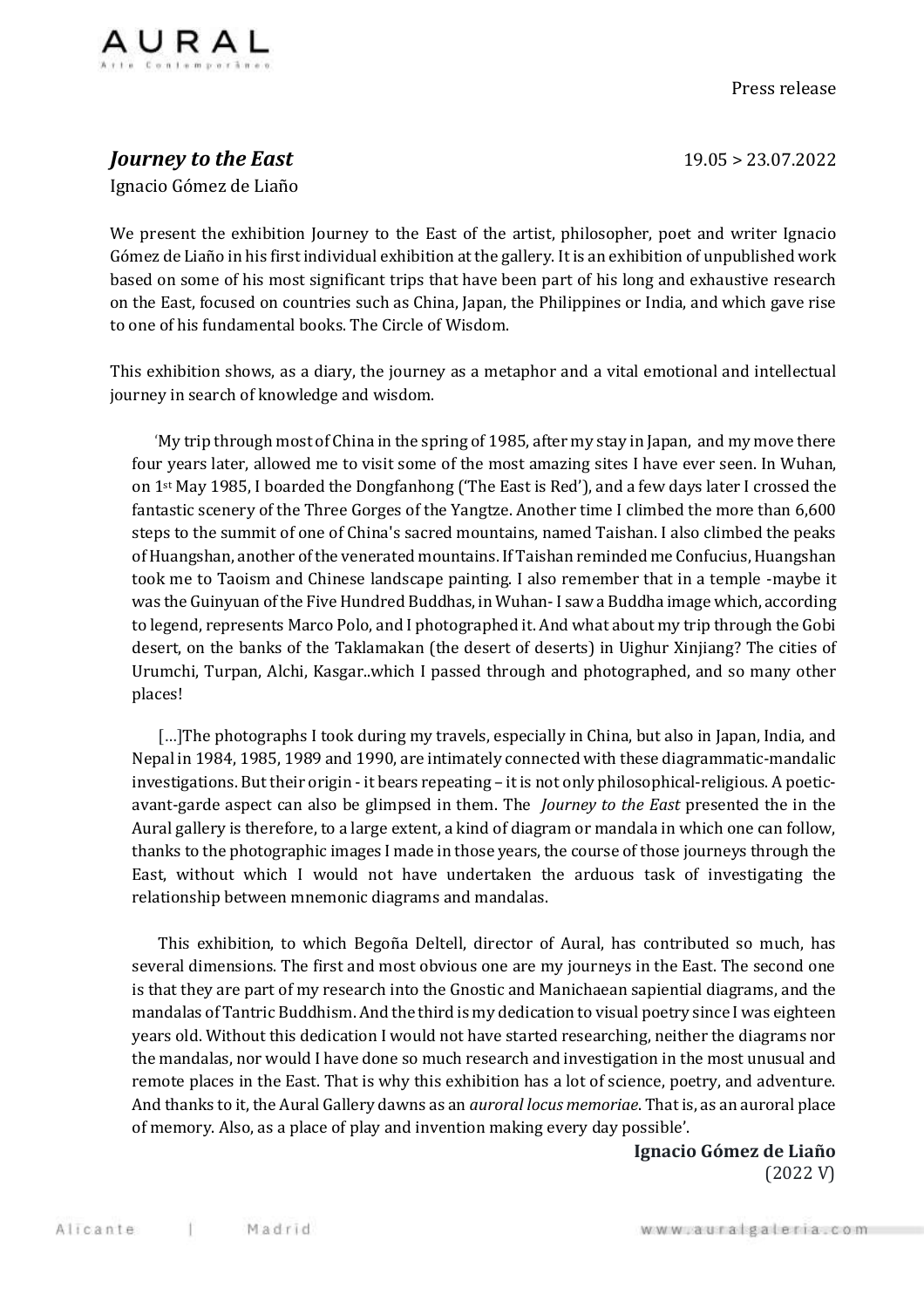Press release

## *Journey to the East*

19.05 > 23.07.2022

Ignacio Gómez de Liaño

We present the exhibition Journey to the East of the artist, philosopher, poet and writer Ignacio Gómez de Liaño in his first individual exhibition at the gallery. It is an exhibition of unpublished work based on some of his most significant trips that have been part of his long and exhaustive research on the East, focused on countries such as China, Japan, the Philippines or India, and which gave rise to one of his fundamental books. The Circle of Wisdom.

This exhibition shows, as a diary, the journey as a metaphor and a vital emotional and intellectual journey in search of knowledge and wisdom.

'My trip through most of China in the spring of 1985, after my stay in Japan, and my move there four years later, allowed me to visit some of the most amazing sites I have ever seen. In Wuhan, on 1st May 1985, I boarded the Dongfanhong ('The East is Red'), and a few days later I crossed the fantastic scenery of the Three Gorges of the Yangtze. Another time I climbed the more than 6,600 steps to the summit of one of China's sacred mountains, named Taishan. I also climbed the peaks of Huangshan, another of the venerated mountains. If Taishan reminded me Confucius, Huangshan took me to Taoism and Chinese landscape painting. I also remember that in a temple -maybe it was the Guinyuan of the Five Hundred Buddhas, in Wuhan- I saw a Buddha image which, according to legend, represents Marco Polo, and I photographed it. And what about my trip through the Gobi desert, on the banks of the Taklamakan (the desert of deserts) in Uighur Xinjiang? The cities of Urumchi, Turpan, Alchi, Kasgar..which I passed through and photographed, and so many other places!

[…]The photographs I took during my travels, especially in China, but also in Japan, India, and Nepal in 1984, 1985, 1989 and 1990, are intimately connected with these diagrammatic-mandalic investigations. But their origin - it bears repeating – it is not only philosophical-religious. A poetic-avant-garde aspect can also be glimpsed in them. The *Journey to the East* presented the in the Aural gallery is therefore, to a large extent, a kind of diagram or mandala in which one can follow, thanks to the photographic images I made in those years, the course of those journeys through the East, without which I would not have undertaken the arduous task of investigating the relationship between mnemonic diagrams and mandalas.

This exhibition, to which Begoña Deltell, director of Aural, has contributed so much, has several dimensions. The first and most obvious one are my journeys in the East. The second one is that they are part of my research into the Gnostic and Manichaean sapiential diagrams, and the mandalas of Tantric Buddhism. And the third is my dedication to visual poetry since I was eighteen years old. Without this dedication I would not have started researching, neither the diagrams nor the mandalas, nor would I have done so much research and investigation in the most unusual and remote places in the East. That is why this exhibition has a lot of science, poetry, and adventure. And thanks to it, the Aural Gallery dawns as an *auroral locus memoriae*. That is, as an auroral place of memory. Also, as a place of play and invention making every day possible'.

**Ignacio Gómez de Liaño**
(2022 V)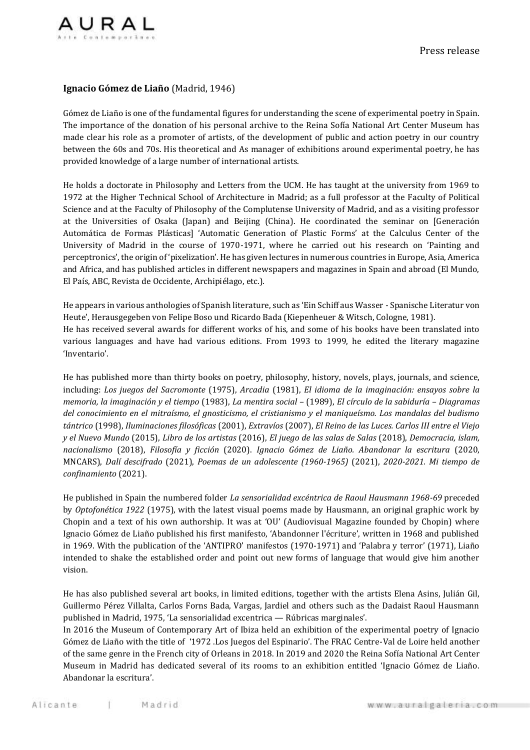Press release

**Ignacio Gómez de Liaño** (Madrid, 1946)

Gómez de Liaño is one of the fundamental figures for understanding the scene of experimental poetry in Spain. The importance of the donation of his personal archive to the Reina Sofía National Art Center Museum has made clear his role as a promoter of artists, of the development of public and action poetry in our country between the 60s and 70s. His theoretical and As manager of exhibitions around experimental poetry, he has provided knowledge of a large number of international artists.

He holds a doctorate in Philosophy and Letters from the UCM. He has taught at the university from 1969 to 1972 at the Higher Technical School of Architecture in Madrid; as a full professor at the Faculty of Political Science and at the Faculty of Philosophy of the Complutense University of Madrid, and as a visiting professor at the Universities of Osaka (Japan) and Beijing (China). He coordinated the seminar on [Generación Automática de Formas Plásticas] 'Automatic Generation of Plastic Forms' at the Calculus Center of the University of Madrid in the course of 1970-1971, where he carried out his research on 'Painting and perceptronics', the origin of 'pixelization'. He has given lectures in numerous countries in Europe, Asia, America and Africa, and has published articles in different newspapers and magazines in Spain and abroad (El Mundo, El País, ABC, Revista de Occidente, Archipiélago, etc.).

He appears in various anthologies of Spanish literature, such as 'Ein Schiff aus Wasser - Spanische Literatur von Heute', Herausgegeben von Felipe Boso und Ricardo Bada (Kiepenheuer & Witsch, Cologne, 1981).
He has received several awards for different works of his, and some of his books have been translated into various languages and have had various editions. From 1993 to 1999, he edited the literary magazine 'Inventario'.

He has published more than thirty books on poetry, philosophy, history, novels, plays, journals, and science, including: *Los juegos del Sacromonte* (1975), *Arcadia* (1981), *El idioma de la imaginación: ensayos sobre la memoria, la imaginación y el tiempo* (1983), *La mentira social* – (1989), *El círculo de la sabiduría – Diagramas del conocimiento en el mitraísmo, el gnosticismo, el cristianismo y el maniqueísmo. Los mandalas del budismo tántrico* (1998), *Iluminaciones filosóficas* (2001), *Extravíos* (2007), *El Reino de las Luces. Carlos III entre el Viejo y el Nuevo Mundo* (2015), *Libro de los artistas* (2016), *El juego de las salas de Salas* (2018), *Democracia, islam, nacionalismo* (2018), *Filosofía y ficción* (2020). *Ignacio Gómez de Liaño. Abandonar la escritura* (2020, MNCARS), *Dalí descifrado* (2021), *Poemas de un adolescente (1960-1965)* (2021), *2020-2021. Mi tiempo de confinamiento* (2021).

He published in Spain the numbered folder *La sensorialidad excéntrica de Raoul Hausmann 1968-69* preceded by *Optofonética 1922* (1975), with the latest visual poems made by Hausmann, an original graphic work by Chopin and a text of his own authorship. It was at 'OU' (Audiovisual Magazine founded by Chopin) where Ignacio Gómez de Liaño published his first manifesto, 'Abandonner l'écriture', written in 1968 and published in 1969. With the publication of the 'ANTIPRO' manifestos (1970-1971) and 'Palabra y terror' (1971), Liaño intended to shake the established order and point out new forms of language that would give him another vision.

He has also published several art books, in limited editions, together with the artists Elena Asins, Julián Gil, Guillermo Pérez Villalta, Carlos Forns Bada, Vargas, Jardiel and others such as the Dadaist Raoul Hausmann published in Madrid, 1975, 'La sensorialidad excentrica — Rúbricas marginales'.
In 2016 the Museum of Contemporary Art of Ibiza held an exhibition of the experimental poetry of Ignacio Gómez de Liaño with the title of '1972 .Los Juegos del Espinario'. The FRAC Centre-Val de Loire held another of the same genre in the French city of Orleans in 2018. In 2019 and 2020 the Reina Sofía National Art Center Museum in Madrid has dedicated several of its rooms to an exhibition entitled 'Ignacio Gómez de Liaño. Abandonar la escritura'.